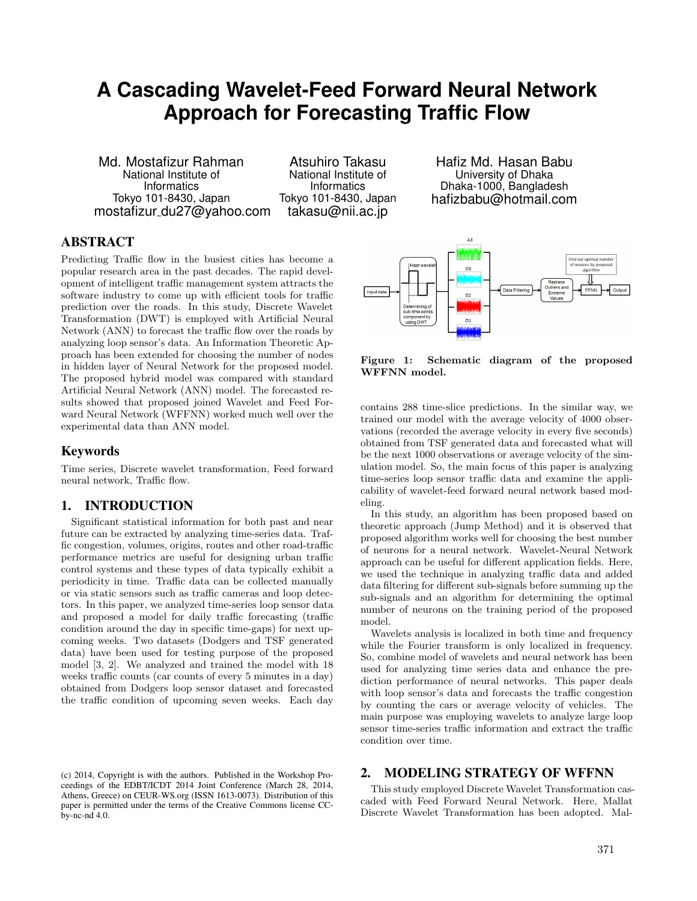# A Cascading Wavelet-Feed Forward Neural Network Approach for Forecasting Traffic Flow

Md. Mostafizur Rahman
National Institute of Informatics
Tokyo 101-8430, Japan
mostafizur_du27@yahoo.com

Atsuhiro Takasu
National Institute of Informatics
Tokyo 101-8430, Japan
takasu@nii.ac.jp

Hafiz Md. Hasan Babu
University of Dhaka
Dhaka-1000, Bangladesh
hafizbabu@hotmail.com

## ABSTRACT

Predicting Traffic flow in the busiest cities has become a popular research area in the past decades. The rapid development of intelligent traffic management system attracts the software industry to come up with efficient tools for traffic prediction over the roads. In this study, Discrete Wavelet Transformation (DWT) is employed with Artificial Neural Network (ANN) to forecast the traffic flow over the roads by analyzing loop sensor's data. An Information Theoretic Approach has been extended for choosing the number of nodes in hidden layer of Neural Network for the proposed model. The proposed hybrid model was compared with standard Artificial Neural Network (ANN) model. The forecasted results showed that proposed joined Wavelet and Feed Forward Neural Network (WFFNN) worked much well over the experimental data than ANN model.

## Keywords

Time series, Discrete wavelet transformation, Feed forward neural network, Traffic flow.

## 1. INTRODUCTION

Significant statistical information for both past and near future can be extracted by analyzing time-series data. Traffic congestion, volumes, origins, routes and other road-traffic performance metrics are useful for designing urban traffic control systems and these types of data typically exhibit a periodicity in time. Traffic data can be collected manually or via static sensors such as traffic cameras and loop detectors. In this paper, we analyzed time-series loop sensor data and proposed a model for daily traffic forecasting (traffic condition around the day in specific time-gaps) for next upcoming weeks. Two datasets (Dodgers and TSF generated data) have been used for testing purpose of the proposed model [3, 2]. We analyzed and trained the model with 18 weeks traffic counts (car counts of every 5 minutes in a day) obtained from Dodgers loop sensor dataset and forecasted the traffic condition of upcoming seven weeks. Each day contains 288 time-slice predictions. In the similar way, we trained our model with the average velocity of 4000 observations (recorded the average velocity in every five seconds) obtained from TSF generated data and forecasted what will be the next 1000 observations or average velocity of the simulation model. So, the main focus of this paper is analyzing time-series loop sensor traffic data and examine the applicability of wavelet-feed forward neural network based modeling.

In this study, an algorithm has been proposed based on theoretic approach (Jump Method) and it is observed that proposed algorithm works well for choosing the best number of neurons for a neural network. Wavelet-Neural Network approach can be useful for different application fields. Here, we used the technique in analyzing traffic data and added data filtering for different sub-signals before summing up the sub-signals and an algorithm for determining the optimal number of neurons on the training period of the proposed model.

Wavelets analysis is localized in both time and frequency while the Fourier transform is only localized in frequency. So, combine model of wavelets and neural network has been used for analyzing time series data and enhance the prediction performance of neural networks. This paper deals with loop sensor's data and forecasts the traffic congestion by counting the cars or average velocity of vehicles. The main purpose was employing wavelets to analyze large loop sensor time-series traffic information and extract the traffic condition over time.

**Figure 1: Schematic diagram of the proposed WFFNN model.**

(c) 2014, Copyright is with the authors. Published in the Workshop Proceedings of the EDBT/ICDT 2014 Joint Conference (March 28, 2014, Athens, Greece) on CEUR-WS.org (ISSN 1613-0073). Distribution of this paper is permitted under the terms of the Creative Commons license CC-by-nc-nd 4.0.

## 2. MODELING STRATEGY OF WFFNN

This study employed Discrete Wavelet Transformation cascaded with Feed Forward Neural Network. Here, Mallat Discrete Wavelet Transformation has been adopted. Mal-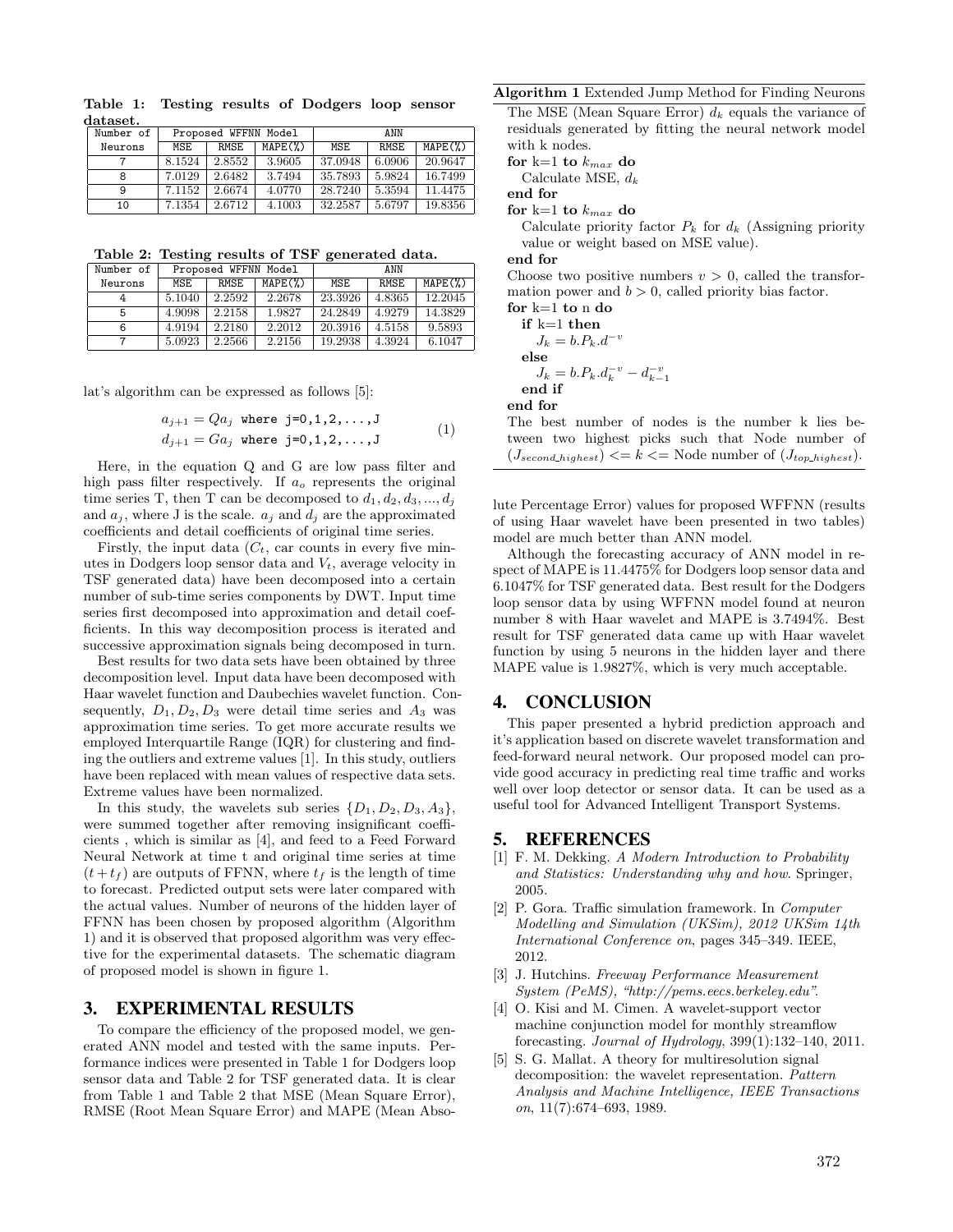**Table 1: Testing results of Dodgers loop sensor dataset.**

| Number of | Proposed WFFNN Model | | | ANN | | |
|---|---|---|---|---|---|---|
| Neurons | MSE | RMSE | MAPE(%) | MSE | RMSE | MAPE(%) |
| 7 | 8.1524 | 2.8552 | 3.9605 | 37.0948 | 6.0906 | 20.9647 |
| 8 | 7.0129 | 2.6482 | 3.7494 | 35.7893 | 5.9824 | 16.7499 |
| 9 | 7.1152 | 2.6674 | 4.0770 | 28.7240 | 5.3594 | 11.4475 |
| 10 | 7.1354 | 2.6712 | 4.1003 | 32.2587 | 5.6797 | 19.8356 |

**Table 2: Testing results of TSF generated data.**

| Number of | Proposed WFFNN Model | | | ANN | | |
|---|---|---|---|---|---|---|
| Neurons | MSE | RMSE | MAPE(%) | MSE | RMSE | MAPE(%) |
| 4 | 5.1040 | 2.2592 | 2.2678 | 23.3926 | 4.8365 | 12.2045 |
| 5 | 4.9098 | 2.2158 | 1.9827 | 24.2849 | 4.9279 | 14.3829 |
| 6 | 4.9194 | 2.2180 | 2.2012 | 20.3916 | 4.5158 | 9.5893 |
| 7 | 5.0923 | 2.2566 | 2.2156 | 19.2938 | 4.3924 | 6.1047 |

lat's algorithm can be expressed as follows [5]:

$$a_{j+1} = Qa_j \text{ where j=0,1,2,...,J}$$
$$d_{j+1} = Ga_j \text{ where j=0,1,2,...,J} \quad (1)$$

Here, in the equation Q and G are low pass filter and high pass filter respectively. If $a_o$ represents the original time series T, then T can be decomposed to $d_1, d_2, d_3, ..., d_j$ and $a_j$, where J is the scale. $a_j$ and $d_j$ are the approximated coefficients and detail coefficients of original time series.

Firstly, the input data ($C_t$, car counts in every five minutes in Dodgers loop sensor data and $V_t$, average velocity in TSF generated data) have been decomposed into a certain number of sub-time series components by DWT. Input time series first decomposed into approximation and detail coefficients. In this way decomposition process is iterated and successive approximation signals being decomposed in turn.

Best results for two data sets have been obtained by three decomposition level. Input data have been decomposed with Haar wavelet function and Daubechies wavelet function. Consequently, $D_1, D_2, D_3$ were detail time series and $A_3$ was approximation time series. To get more accurate results we employed Interquartile Range (IQR) for clustering and finding the outliers and extreme values [1]. In this study, outliers have been replaced with mean values of respective data sets. Extreme values have been normalized.

In this study, the wavelets sub series $\{D_1, D_2, D_3, A_3\}$, were summed together after removing insignificant coefficients , which is similar as [4], and feed to a Feed Forward Neural Network at time t and original time series at time $(t+t_f)$ are outputs of FFNN, where $t_f$ is the length of time to forecast. Predicted output sets were later compared with the actual values. Number of neurons of the hidden layer of FFNN has been chosen by proposed algorithm (Algorithm 1) and it is observed that proposed algorithm was very effective for the experimental datasets. The schematic diagram of proposed model is shown in figure 1.

**Algorithm 1** Extended Jump Method for Finding Neurons

The MSE (Mean Square Error) $d_k$ equals the variance of residuals generated by fitting the neural network model with k nodes.

**for** k=1 **to** $k_{max}$ **do**
  Calculate MSE, $d_k$
**end for**
**for** k=1 **to** $k_{max}$ **do**
  Calculate priority factor $P_k$ for $d_k$ (Assigning priority value or weight based on MSE value).
**end for**
Choose two positive numbers $v > 0$, called the transformation power and $b > 0$, called priority bias factor.
**for** k=1 **to** n **do**
  **if** k=1 **then**
    $J_k = b.P_k.d^{-v}$
  **else**
    $J_k = b.P_k.d_k^{-v} - d_{k-1}^{-v}$
  **end if**
**end for**
The best number of nodes is the number k lies between two highest picks such that Node number of $(J_{second\_highest}) <= k <=$ Node number of $(J_{top\_highest})$.

## 3. EXPERIMENTAL RESULTS

To compare the efficiency of the proposed model, we generated ANN model and tested with the same inputs. Performance indices were presented in Table 1 for Dodgers loop sensor data and Table 2 for TSF generated data. It is clear from Table 1 and Table 2 that MSE (Mean Square Error), RMSE (Root Mean Square Error) and MAPE (Mean Absolute Percentage Error) values for proposed WFFNN (results of using Haar wavelet have been presented in two tables) model are much better than ANN model.

Although the forecasting accuracy of ANN model in respect of MAPE is 11.4475% for Dodgers loop sensor data and 6.1047% for TSF generated data. Best result for the Dodgers loop sensor data by using WFFNN model found at neuron number 8 with Haar wavelet and MAPE is 3.7494%. Best result for TSF generated data came up with Haar wavelet function by using 5 neurons in the hidden layer and there MAPE value is 1.9827%, which is very much acceptable.

## 4. CONCLUSION

This paper presented a hybrid prediction approach and it's application based on discrete wavelet transformation and feed-forward neural network. Our proposed model can provide good accuracy in predicting real time traffic and works well over loop detector or sensor data. It can be used as a useful tool for Advanced Intelligent Transport Systems.

## 5. REFERENCES

[1] F. M. Dekking. *A Modern Introduction to Probability and Statistics: Understanding why and how*. Springer, 2005.

[2] P. Gora. Traffic simulation framework. In *Computer Modelling and Simulation (UKSim), 2012 UKSim 14th International Conference on*, pages 345–349. IEEE, 2012.

[3] J. Hutchins. *Freeway Performance Measurement System (PeMS), "http://pems.eecs.berkeley.edu"*.

[4] O. Kisi and M. Cimen. A wavelet-support vector machine conjunction model for monthly streamflow forecasting. *Journal of Hydrology*, 399(1):132–140, 2011.

[5] S. G. Mallat. A theory for multiresolution signal decomposition: the wavelet representation. *Pattern Analysis and Machine Intelligence, IEEE Transactions on*, 11(7):674–693, 1989.